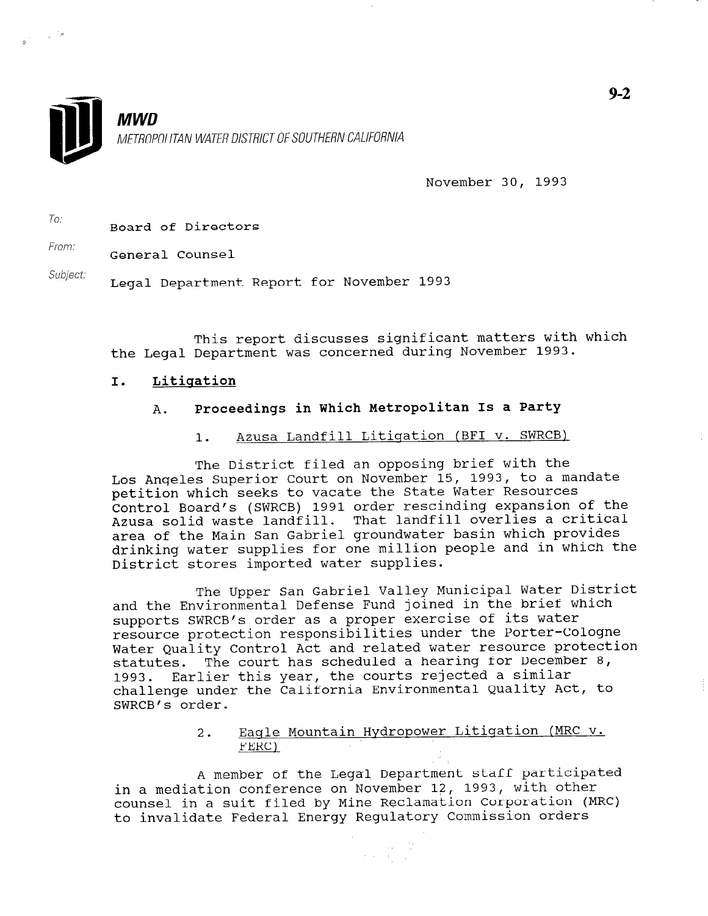**MWD**
METROPOLITAN WATER DISTRICT OF SOUTHERN CALIFORNIA

9-2

November 30, 1993

To: Board of Directors

From: General Counsel

Subject: Legal Department Report for November 1993

This report discusses significant matters with which the Legal Department was concerned during November 1993.

## I. Litigation

### A. Proceedings in Which Metropolitan Is a Party

#### 1. Azusa Landfill Litigation (BFI v. SWRCB)

The District filed an opposing brief with the Los Angeles Superior Court on November 15, 1993, to a mandate petition which seeks to vacate the State Water Resources Control Board's (SWRCB) 1991 order rescinding expansion of the Azusa solid waste landfill. That landfill overlies a critical area of the Main San Gabriel groundwater basin which provides drinking water supplies for one million people and in which the District stores imported water supplies.

The Upper San Gabriel Valley Municipal Water District and the Environmental Defense Fund joined in the brief which supports SWRCB's order as a proper exercise of its water resource protection responsibilities under the Porter-Cologne Water Quality Control Act and related water resource protection statutes. The court has scheduled a hearing for December 8, 1993. Earlier this year, the courts rejected a similar challenge under the California Environmental Quality Act, to SWRCB's order.

#### 2. Eagle Mountain Hydropower Litigation (MRC v. FERC)

A member of the Legal Department staff participated in a mediation conference on November 12, 1993, with other counsel in a suit filed by Mine Reclamation Corporation (MRC) to invalidate Federal Energy Regulatory Commission orders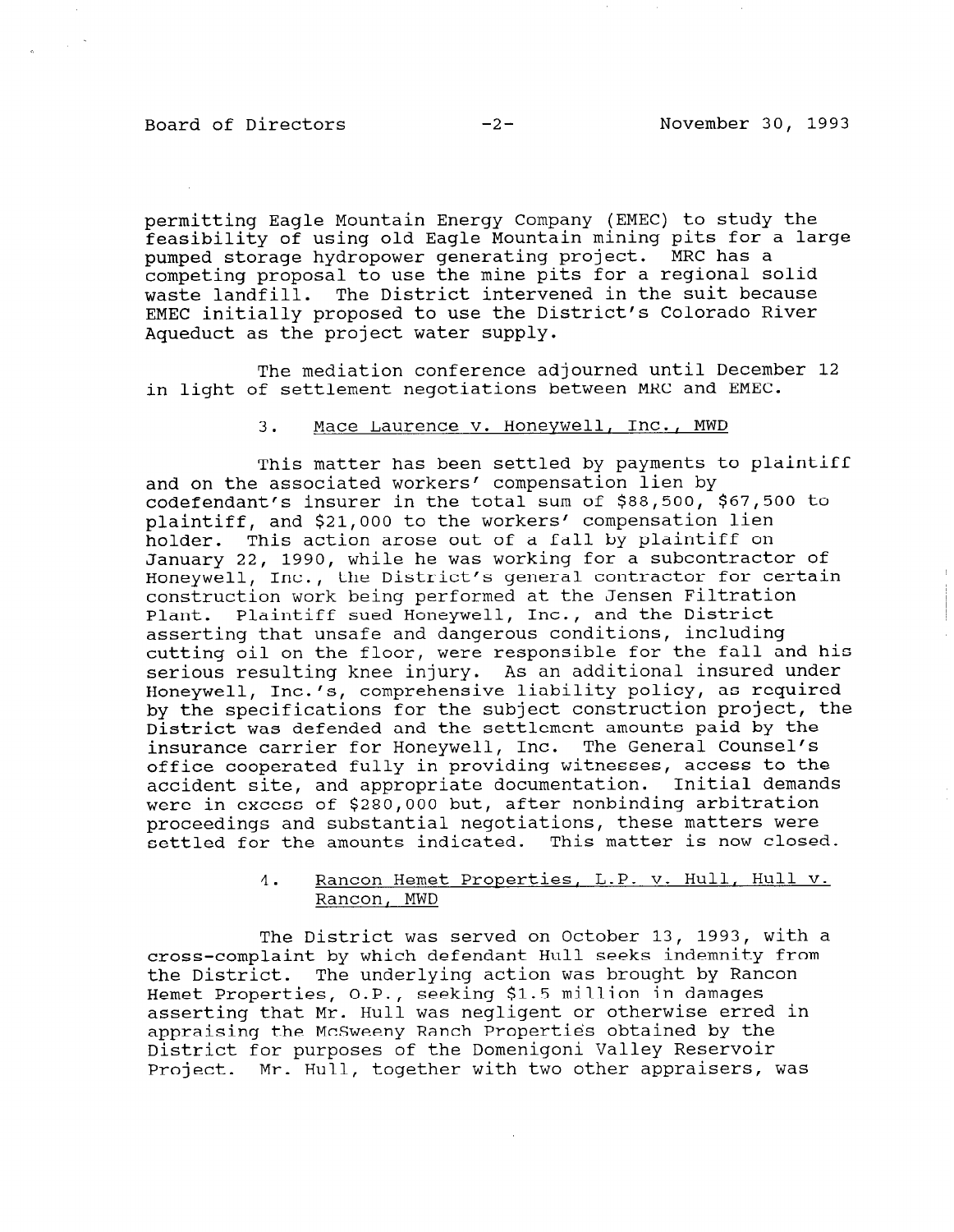permitting Eagle Mountain Energy Company (EMEC) to study the feasibility of using old Eagle Mountain mining pits for a large pumped storage hydropower generating project. MRC has a competing proposal to use the mine pits for a regional solid waste landfill. The District intervened in the suit because EMEC initially proposed to use the District's Colorado River Aqueduct as the project water supply.

The mediation conference adjourned until December 12 in light of settlement negotiations between MRC and EMEC.

3. Mace Laurence v. Honeywell, Inc., MWD

This matter has been settled by payments to plaintiff and on the associated workers' compensation lien by codefendant's insurer in the total sum of $88,500, $67,500 to plaintiff, and $21,000 to the workers' compensation lien holder. This action arose out of a fall by plaintiff on January 22, 1990, while he was working for a subcontractor of Honeywell, Inc., the District's general contractor for certain construction work being performed at the Jensen Filtration Plant. Plaintiff sued Honeywell, Inc., and the District asserting that unsafe and dangerous conditions, including cutting oil on the floor, were responsible for the fall and his serious resulting knee injury. As an additional insured under Honeywell, Inc.'s, comprehensive liability policy, as required by the specifications for the subject construction project, the District was defended and the settlement amounts paid by the insurance carrier for Honeywell, Inc. The General Counsel's office cooperated fully in providing witnesses, access to the accident site, and appropriate documentation. Initial demands were in excess of $280,000 but, after nonbinding arbitration proceedings and substantial negotiations, these matters were settled for the amounts indicated. This matter is now closed.

4. Rancon Hemet Properties, L.P. v. Hull, Hull v. Rancon, MWD

The District was served on October 13, 1993, with a cross-complaint by which defendant Hull seeks indemnity from the District. The underlying action was brought by Rancon Hemet Properties, O.P., seeking $1.5 million in damages asserting that Mr. Hull was negligent or otherwise erred in appraising the McSweeny Ranch Properties obtained by the District for purposes of the Domenigoni Valley Reservoir Project. Mr. Hull, together with two other appraisers, was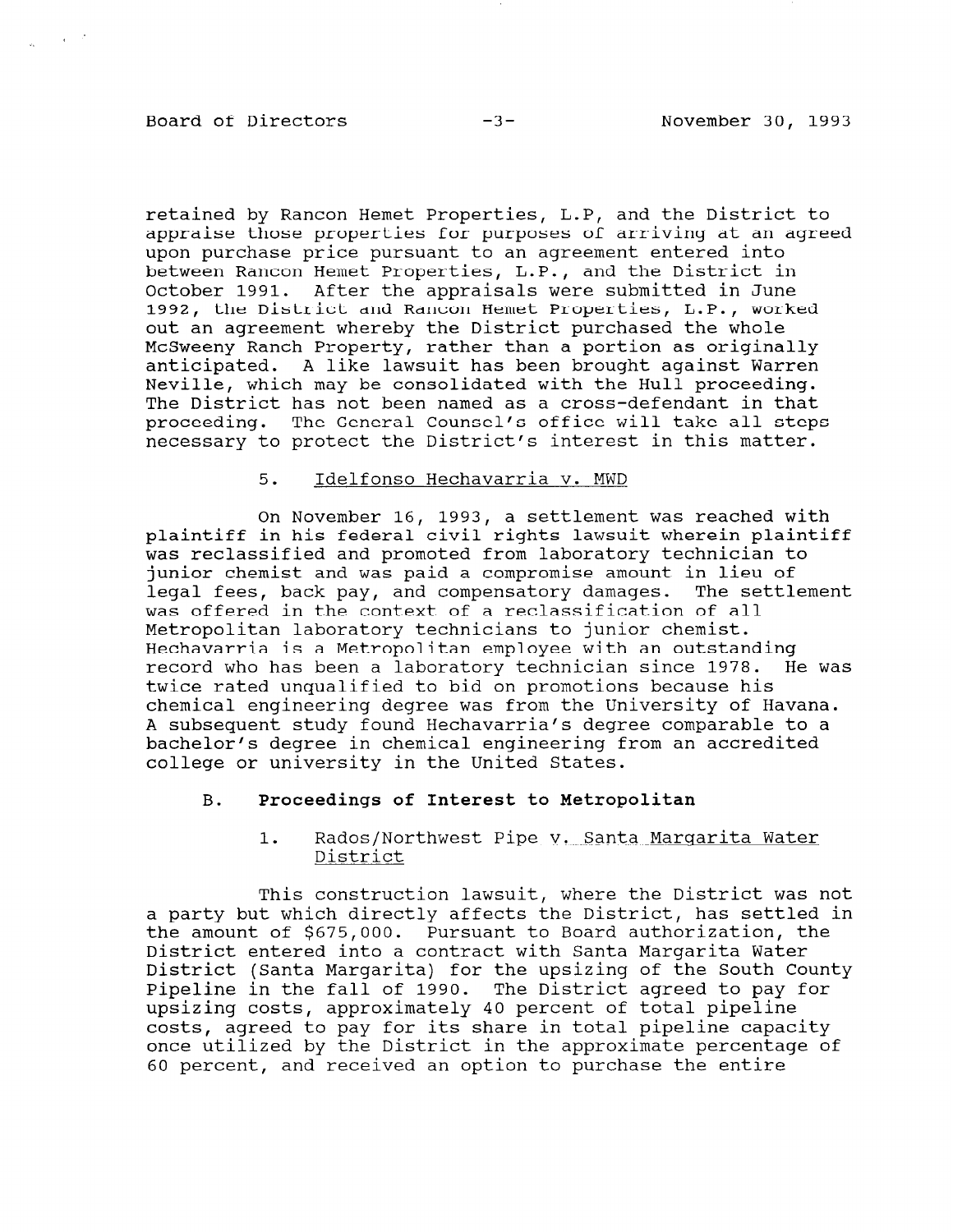retained by Rancon Hemet Properties, L.P, and the District to appraise those properties for purposes of arriving at an agreed upon purchase price pursuant to an agreement entered into between Rancon Hemet Properties, L.P., and the District in October 1991. After the appraisals were submitted in June 1992, the District and Rancon Hemet Properties, L.P., worked out an agreement whereby the District purchased the whole McSweeny Ranch Property, rather than a portion as originally anticipated. A like lawsuit has been brought against Warren Neville, which may be consolidated with the Hull proceeding. The District has not been named as a cross-defendant in that proceeding. The General Counsel's office will take all steps necessary to protect the District's interest in this matter.

5. Idelfonso Hechavarria v. MWD

On November 16, 1993, a settlement was reached with plaintiff in his federal civil rights lawsuit wherein plaintiff was reclassified and promoted from laboratory technician to junior chemist and was paid a compromise amount in lieu of legal fees, back pay, and compensatory damages. The settlement was offered in the context of a reclassification of all Metropolitan laboratory technicians to junior chemist. Hechavarria is a Metropolitan employee with an outstanding record who has been a laboratory technician since 1978. He was twice rated unqualified to bid on promotions because his chemical engineering degree was from the University of Havana. A subsequent study found Hechavarria's degree comparable to a bachelor's degree in chemical engineering from an accredited college or university in the United States.

## B. **Proceedings of Interest to Metropolitan**

1. Rados/Northwest Pipe v. Santa Margarita Water District

This construction lawsuit, where the District was not a party but which directly affects the District, has settled in the amount of $675,000. Pursuant to Board authorization, the District entered into a contract with Santa Margarita Water District (Santa Margarita) for the upsizing of the South County Pipeline in the fall of 1990. The District agreed to pay for upsizing costs, approximately 40 percent of total pipeline costs, agreed to pay for its share in total pipeline capacity once utilized by the District in the approximate percentage of 60 percent, and received an option to purchase the entire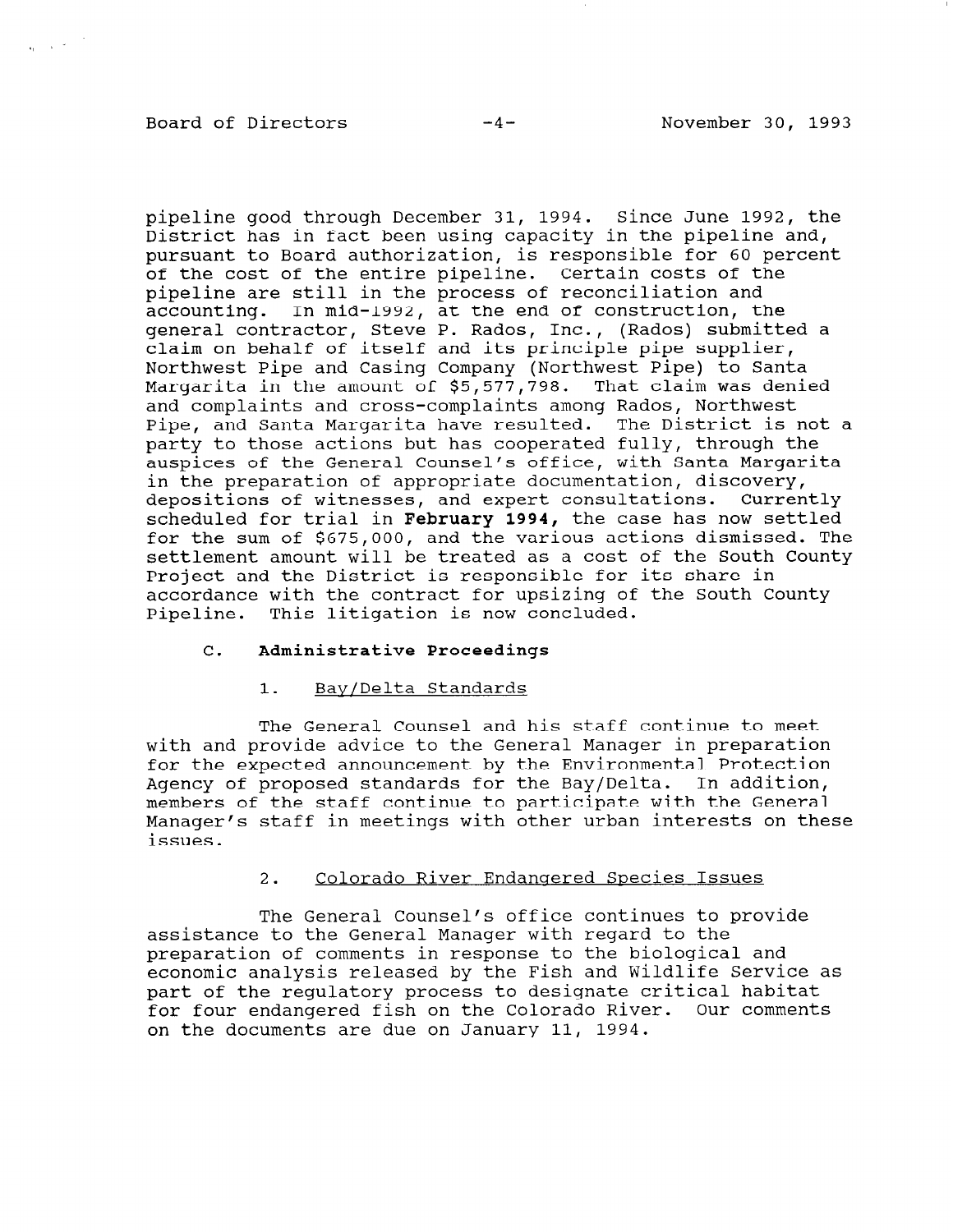pipeline good through December 31, 1994. Since June 1992, the District has in fact been using capacity in the pipeline and, pursuant to Board authorization, is responsible for 60 percent of the cost of the entire pipeline. Certain costs of the pipeline are still in the process of reconciliation and accounting. In mid-1992, at the end of construction, the general contractor, Steve P. Rados, Inc., (Rados) submitted a claim on behalf of itself and its principle pipe supplier, Northwest Pipe and Casing Company (Northwest Pipe) to Santa Margarita in the amount of $5,577,798. That claim was denied and complaints and cross-complaints among Rados, Northwest Pipe, and Santa Margarita have resulted. The District is not a party to those actions but has cooperated fully, through the auspices of the General Counsel's office, with Santa Margarita in the preparation of appropriate documentation, discovery, depositions of witnesses, and expert consultations. Currently scheduled for trial in **February 1994**, the case has now settled for the sum of $675,000, and the various actions dismissed. The settlement amount will be treated as a cost of the South County Project and the District is responsible for its share in accordance with the contract for upsizing of the South County Pipeline. This litigation is now concluded.

### C. Administrative Proceedings

#### 1. Bay/Delta Standards

The General Counsel and his staff continue to meet with and provide advice to the General Manager in preparation for the expected announcement by the Environmental Protection Agency of proposed standards for the Bay/Delta. In addition, members of the staff continue to participate with the General Manager's staff in meetings with other urban interests on these issues.

#### 2. Colorado River Endangered Species Issues

The General Counsel's office continues to provide assistance to the General Manager with regard to the preparation of comments in response to the biological and economic analysis released by the Fish and Wildlife Service as part of the regulatory process to designate critical habitat for four endangered fish on the Colorado River. Our comments on the documents are due on January 11, 1994.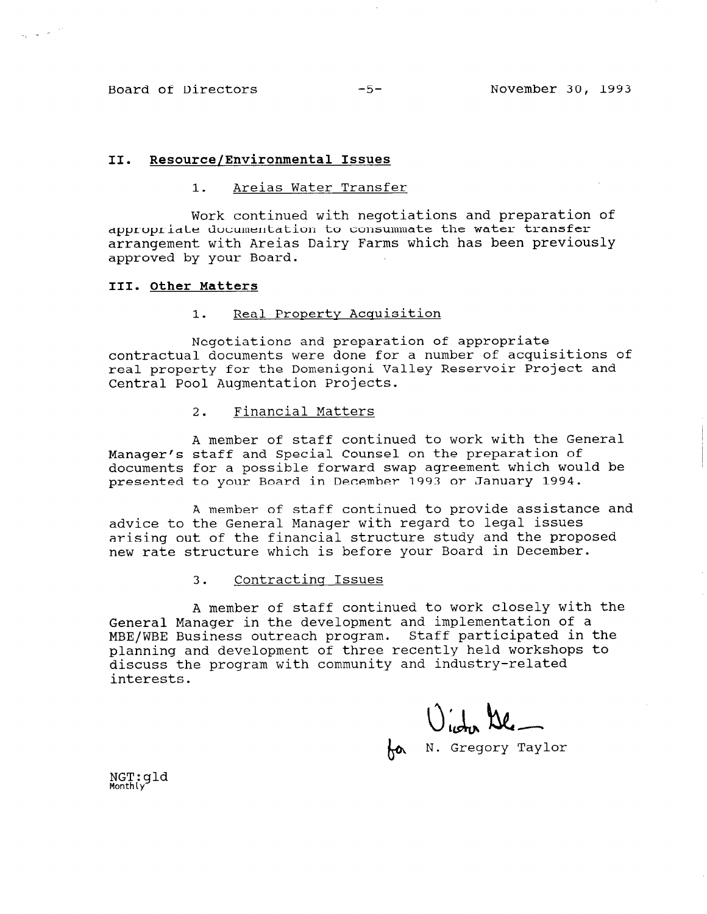## II. Resource/Environmental Issues

### 1. Areias Water Transfer

Work continued with negotiations and preparation of appropriate documentation to consummate the water transfer arrangement with Areias Dairy Farms which has been previously approved by your Board.

## III. Other Matters

### 1. Real Property Acquisition

Negotiations and preparation of appropriate contractual documents were done for a number of acquisitions of real property for the Domenigoni Valley Reservoir Project and Central Pool Augmentation Projects.

### 2. Financial Matters

A member of staff continued to work with the General Manager's staff and Special Counsel on the preparation of documents for a possible forward swap agreement which would be presented to your Board in December 1993 or January 1994.

A member of staff continued to provide assistance and advice to the General Manager with regard to legal issues arising out of the financial structure study and the proposed new rate structure which is before your Board in December.

### 3. Contracting Issues

A member of staff continued to work closely with the General Manager in the development and implementation of a MBE/WBE Business outreach program. Staff participated in the planning and development of three recently held workshops to discuss the program with community and industry-related interests.

Victor Ge—
for N. Gregory Taylor

NGT:gld
Monthly